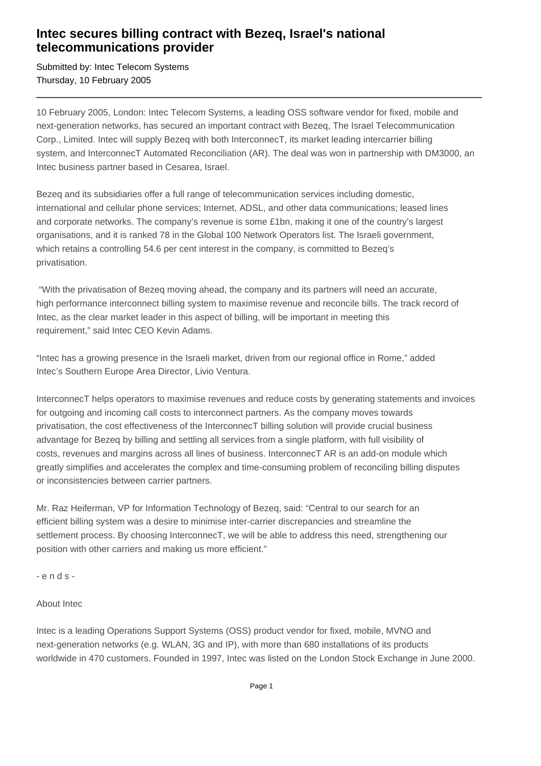# Intec secures billing contract with Bezeq, Israel's national telecommunications provider

Submitted by: Intec Telecom Systems
Thursday, 10 February 2005

---

10 February 2005, London: Intec Telecom Systems, a leading OSS software vendor for fixed, mobile and next-generation networks, has secured an important contract with Bezeq, The Israel Telecommunication Corp., Limited. Intec will supply Bezeq with both InterconnecT, its market leading intercarrier billing system, and InterconnecT Automated Reconciliation (AR). The deal was won in partnership with DM3000, an Intec business partner based in Cesarea, Israel.

Bezeq and its subsidiaries offer a full range of telecommunication services including domestic, international and cellular phone services; Internet, ADSL, and other data communications; leased lines and corporate networks. The company's revenue is some £1bn, making it one of the country's largest organisations, and it is ranked 78 in the Global 100 Network Operators list. The Israeli government, which retains a controlling 54.6 per cent interest in the company, is committed to Bezeq's privatisation.

"With the privatisation of Bezeq moving ahead, the company and its partners will need an accurate, high performance interconnect billing system to maximise revenue and reconcile bills. The track record of Intec, as the clear market leader in this aspect of billing, will be important in meeting this requirement," said Intec CEO Kevin Adams.

"Intec has a growing presence in the Israeli market, driven from our regional office in Rome," added Intec's Southern Europe Area Director, Livio Ventura.

InterconnecT helps operators to maximise revenues and reduce costs by generating statements and invoices for outgoing and incoming call costs to interconnect partners. As the company moves towards privatisation, the cost effectiveness of the InterconnecT billing solution will provide crucial business advantage for Bezeq by billing and settling all services from a single platform, with full visibility of costs, revenues and margins across all lines of business. InterconnecT AR is an add-on module which greatly simplifies and accelerates the complex and time-consuming problem of reconciling billing disputes or inconsistencies between carrier partners.

Mr. Raz Heiferman, VP for Information Technology of Bezeq, said: "Central to our search for an efficient billing system was a desire to minimise inter-carrier discrepancies and streamline the settlement process. By choosing InterconnecT, we will be able to address this need, strengthening our position with other carriers and making us more efficient."

- e n d s -

About Intec

Intec is a leading Operations Support Systems (OSS) product vendor for fixed, mobile, MVNO and next-generation networks (e.g. WLAN, 3G and IP), with more than 680 installations of its products worldwide in 470 customers. Founded in 1997, Intec was listed on the London Stock Exchange in June 2000.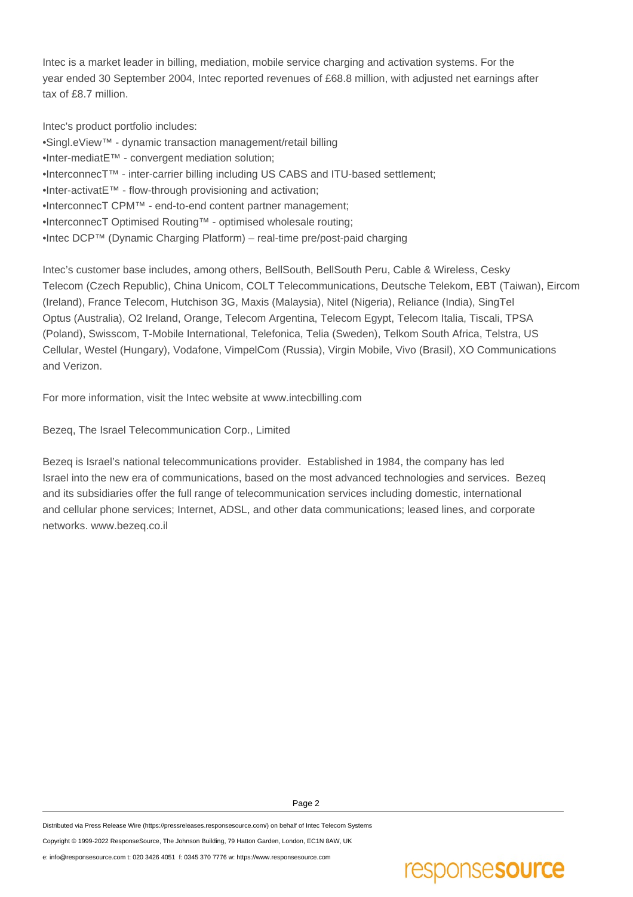Intec is a market leader in billing, mediation, mobile service charging and activation systems. For the year ended 30 September 2004, Intec reported revenues of £68.8 million, with adjusted net earnings after tax of £8.7 million.

Intec's product portfolio includes:

- Singl.eView™ - dynamic transaction management/retail billing
- Inter-mediatE™ - convergent mediation solution;
- InterconnecT™ - inter-carrier billing including US CABS and ITU-based settlement;
- Inter-activatE™ - flow-through provisioning and activation;
- InterconnecT CPM™ - end-to-end content partner management;
- InterconnecT Optimised Routing™ - optimised wholesale routing;
- Intec DCP™ (Dynamic Charging Platform) – real-time pre/post-paid charging

Intec's customer base includes, among others, BellSouth, BellSouth Peru, Cable & Wireless, Cesky Telecom (Czech Republic), China Unicom, COLT Telecommunications, Deutsche Telekom, EBT (Taiwan), Eircom (Ireland), France Telecom, Hutchison 3G, Maxis (Malaysia), Nitel (Nigeria), Reliance (India), SingTel Optus (Australia), O2 Ireland, Orange, Telecom Argentina, Telecom Egypt, Telecom Italia, Tiscali, TPSA (Poland), Swisscom, T-Mobile International, Telefonica, Telia (Sweden), Telkom South Africa, Telstra, US Cellular, Westel (Hungary), Vodafone, VimpelCom (Russia), Virgin Mobile, Vivo (Brasil), XO Communications and Verizon.

For more information, visit the Intec website at www.intecbilling.com

Bezeq, The Israel Telecommunication Corp., Limited

Bezeq is Israel's national telecommunications provider. Established in 1984, the company has led Israel into the new era of communications, based on the most advanced technologies and services. Bezeq and its subsidiaries offer the full range of telecommunication services including domestic, international and cellular phone services; Internet, ADSL, and other data communications; leased lines, and corporate networks. www.bezeq.co.il